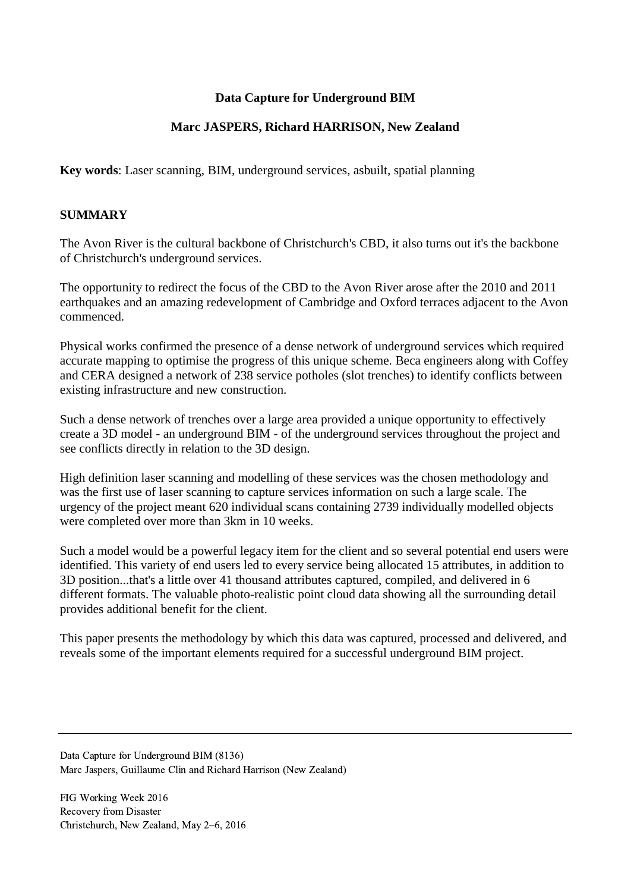# Data Capture for Underground BIM

## Marc JASPERS, Richard HARRISON, New Zealand

**Key words**: Laser scanning, BIM, underground services, asbuilt, spatial planning

## SUMMARY

The Avon River is the cultural backbone of Christchurch's CBD, it also turns out it's the backbone of Christchurch's underground services.

The opportunity to redirect the focus of the CBD to the Avon River arose after the 2010 and 2011 earthquakes and an amazing redevelopment of Cambridge and Oxford terraces adjacent to the Avon commenced.

Physical works confirmed the presence of a dense network of underground services which required accurate mapping to optimise the progress of this unique scheme. Beca engineers along with Coffey and CERA designed a network of 238 service potholes (slot trenches) to identify conflicts between existing infrastructure and new construction.

Such a dense network of trenches over a large area provided a unique opportunity to effectively create a 3D model - an underground BIM - of the underground services throughout the project and see conflicts directly in relation to the 3D design.

High definition laser scanning and modelling of these services was the chosen methodology and was the first use of laser scanning to capture services information on such a large scale. The urgency of the project meant 620 individual scans containing 2739 individually modelled objects were completed over more than 3km in 10 weeks.

Such a model would be a powerful legacy item for the client and so several potential end users were identified. This variety of end users led to every service being allocated 15 attributes, in addition to 3D position...that's a little over 41 thousand attributes captured, compiled, and delivered in 6 different formats. The valuable photo-realistic point cloud data showing all the surrounding detail provides additional benefit for the client.

This paper presents the methodology by which this data was captured, processed and delivered, and reveals some of the important elements required for a successful underground BIM project.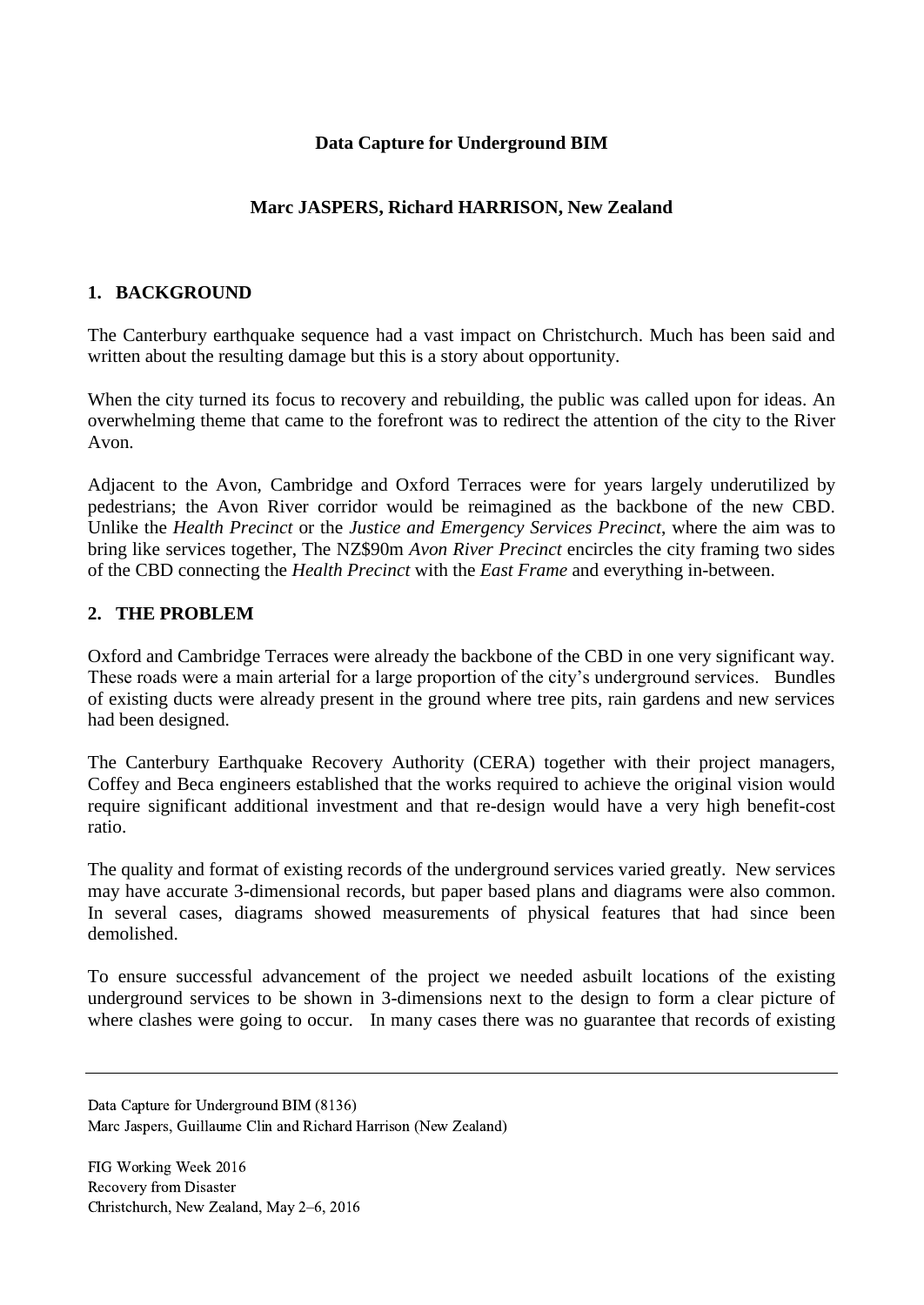**Data Capture for Underground BIM**

**Marc JASPERS, Richard HARRISON, New Zealand**

## 1. BACKGROUND

The Canterbury earthquake sequence had a vast impact on Christchurch. Much has been said and written about the resulting damage but this is a story about opportunity.

When the city turned its focus to recovery and rebuilding, the public was called upon for ideas. An overwhelming theme that came to the forefront was to redirect the attention of the city to the River Avon.

Adjacent to the Avon, Cambridge and Oxford Terraces were for years largely underutilized by pedestrians; the Avon River corridor would be reimagined as the backbone of the new CBD. Unlike the *Health Precinct* or the *Justice and Emergency Services Precinct*, where the aim was to bring like services together, The NZ$90m *Avon River Precinct* encircles the city framing two sides of the CBD connecting the *Health Precinct* with the *East Frame* and everything in-between.

## 2. THE PROBLEM

Oxford and Cambridge Terraces were already the backbone of the CBD in one very significant way. These roads were a main arterial for a large proportion of the city's underground services. Bundles of existing ducts were already present in the ground where tree pits, rain gardens and new services had been designed.

The Canterbury Earthquake Recovery Authority (CERA) together with their project managers, Coffey and Beca engineers established that the works required to achieve the original vision would require significant additional investment and that re-design would have a very high benefit-cost ratio.

The quality and format of existing records of the underground services varied greatly. New services may have accurate 3-dimensional records, but paper based plans and diagrams were also common. In several cases, diagrams showed measurements of physical features that had since been demolished.

To ensure successful advancement of the project we needed asbuilt locations of the existing underground services to be shown in 3-dimensions next to the design to form a clear picture of where clashes were going to occur. In many cases there was no guarantee that records of existing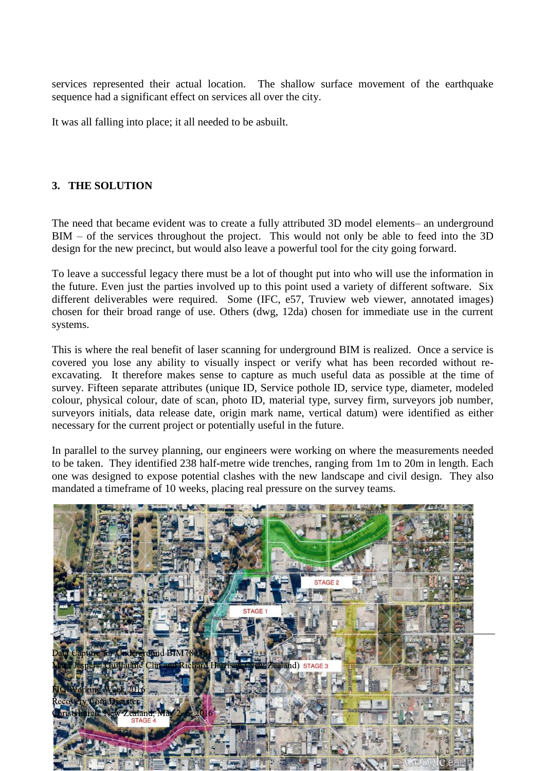services represented their actual location. The shallow surface movement of the earthquake sequence had a significant effect on services all over the city.

It was all falling into place; it all needed to be asbuilt.

## 3. THE SOLUTION

The need that became evident was to create a fully attributed 3D model elements– an underground BIM – of the services throughout the project. This would not only be able to feed into the 3D design for the new precinct, but would also leave a powerful tool for the city going forward.

To leave a successful legacy there must be a lot of thought put into who will use the information in the future. Even just the parties involved up to this point used a variety of different software. Six different deliverables were required. Some (IFC, e57, Truview web viewer, annotated images) chosen for their broad range of use. Others (dwg, 12da) chosen for immediate use in the current systems.

This is where the real benefit of laser scanning for underground BIM is realized. Once a service is covered you lose any ability to visually inspect or verify what has been recorded without re-excavating. It therefore makes sense to capture as much useful data as possible at the time of survey. Fifteen separate attributes (unique ID, Service pothole ID, service type, diameter, modeled colour, physical colour, date of scan, photo ID, material type, survey firm, surveyors job number, surveyors initials, data release date, origin mark name, vertical datum) were identified as either necessary for the current project or potentially useful in the future.

In parallel to the survey planning, our engineers were working on where the measurements needed to be taken. They identified 238 half-metre wide trenches, ranging from 1m to 20m in length. Each one was designed to expose potential clashes with the new landscape and civil design. They also mandated a timeframe of 10 weeks, placing real pressure on the survey teams.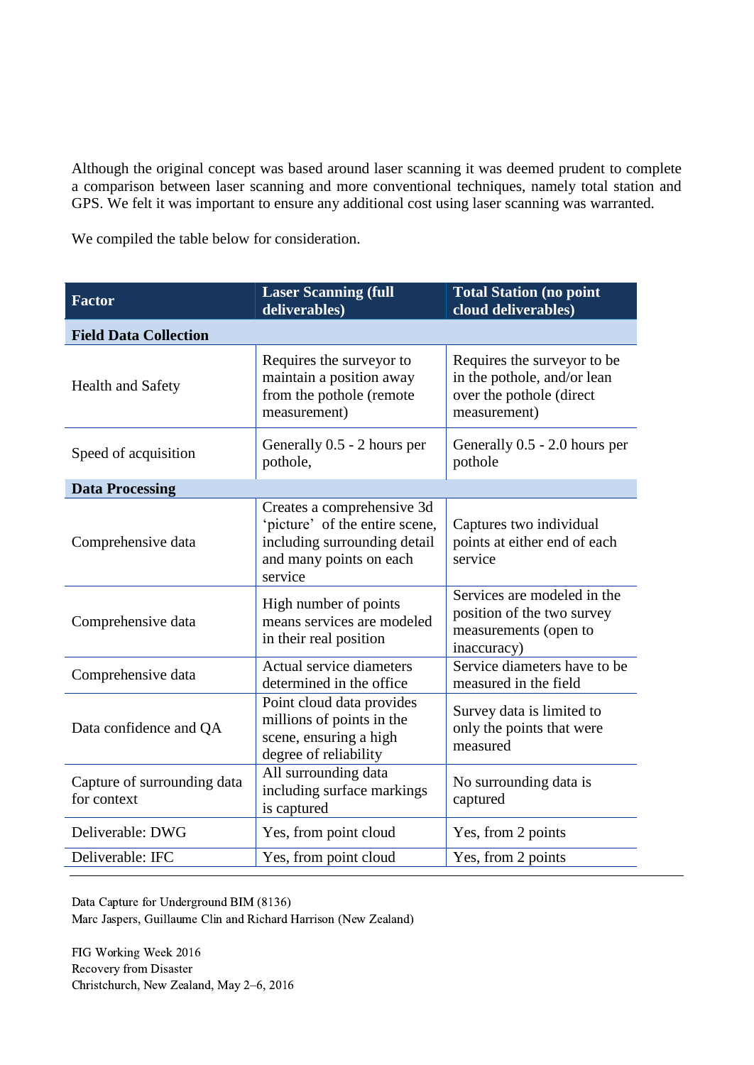Although the original concept was based around laser scanning it was deemed prudent to complete a comparison between laser scanning and more conventional techniques, namely total station and GPS. We felt it was important to ensure any additional cost using laser scanning was warranted.

We compiled the table below for consideration.

| Factor | Laser Scanning (full deliverables) | Total Station (no point cloud deliverables) |
|---|---|---|
| **Field Data Collection** | | |
| Health and Safety | Requires the surveyor to maintain a position away from the pothole (remote measurement) | Requires the surveyor to be in the pothole, and/or lean over the pothole (direct measurement) |
| Speed of acquisition | Generally 0.5 - 2 hours per pothole, | Generally 0.5 - 2.0 hours per pothole |
| **Data Processing** | | |
| Comprehensive data | Creates a comprehensive 3d 'picture' of the entire scene, including surrounding detail and many points on each service | Captures two individual points at either end of each service |
| Comprehensive data | High number of points means services are modeled in their real position | Services are modeled in the position of the two survey measurements (open to inaccuracy) |
| Comprehensive data | Actual service diameters determined in the office | Service diameters have to be measured in the field |
| Data confidence and QA | Point cloud data provides millions of points in the scene, ensuring a high degree of reliability | Survey data is limited to only the points that were measured |
| Capture of surrounding data for context | All surrounding data including surface markings is captured | No surrounding data is captured |
| Deliverable: DWG | Yes, from point cloud | Yes, from 2 points |
| Deliverable: IFC | Yes, from point cloud | Yes, from 2 points |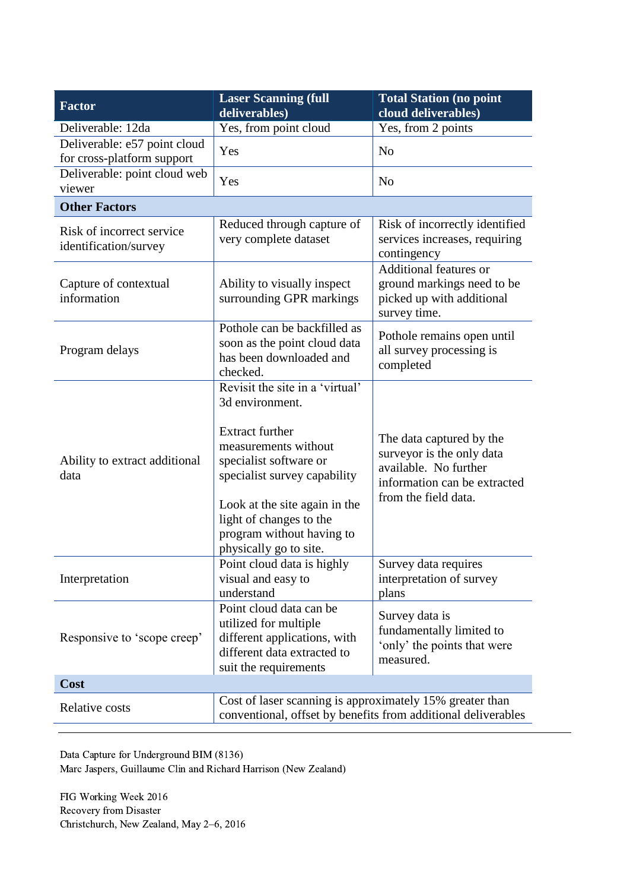| Factor | Laser Scanning (full deliverables) | Total Station (no point cloud deliverables) |
|---|---|---|
| Deliverable: 12da | Yes, from point cloud | Yes, from 2 points |
| Deliverable: e57 point cloud for cross-platform support | Yes | No |
| Deliverable: point cloud web viewer | Yes | No |
| **Other Factors** | | |
| Risk of incorrect service identification/survey | Reduced through capture of very complete dataset | Risk of incorrectly identified services increases, requiring contingency |
| Capture of contextual information | Ability to visually inspect surrounding GPR markings | Additional features or ground markings need to be picked up with additional survey time. |
| Program delays | Pothole can be backfilled as soon as the point cloud data has been downloaded and checked. | Pothole remains open until all survey processing is completed |
| Ability to extract additional data | Revisit the site in a 'virtual' 3d environment.<br><br>Extract further measurements without specialist software or specialist survey capability<br><br>Look at the site again in the light of changes to the program without having to physically go to site. | The data captured by the surveyor is the only data available. No further information can be extracted from the field data. |
| Interpretation | Point cloud data is highly visual and easy to understand | Survey data requires interpretation of survey plans |
| Responsive to 'scope creep' | Point cloud data can be utilized for multiple different applications, with different data extracted to suit the requirements | Survey data is fundamentally limited to 'only' the points that were measured. |
| **Cost** | | |
| Relative costs | Cost of laser scanning is approximately 15% greater than conventional, offset by benefits from additional deliverables | |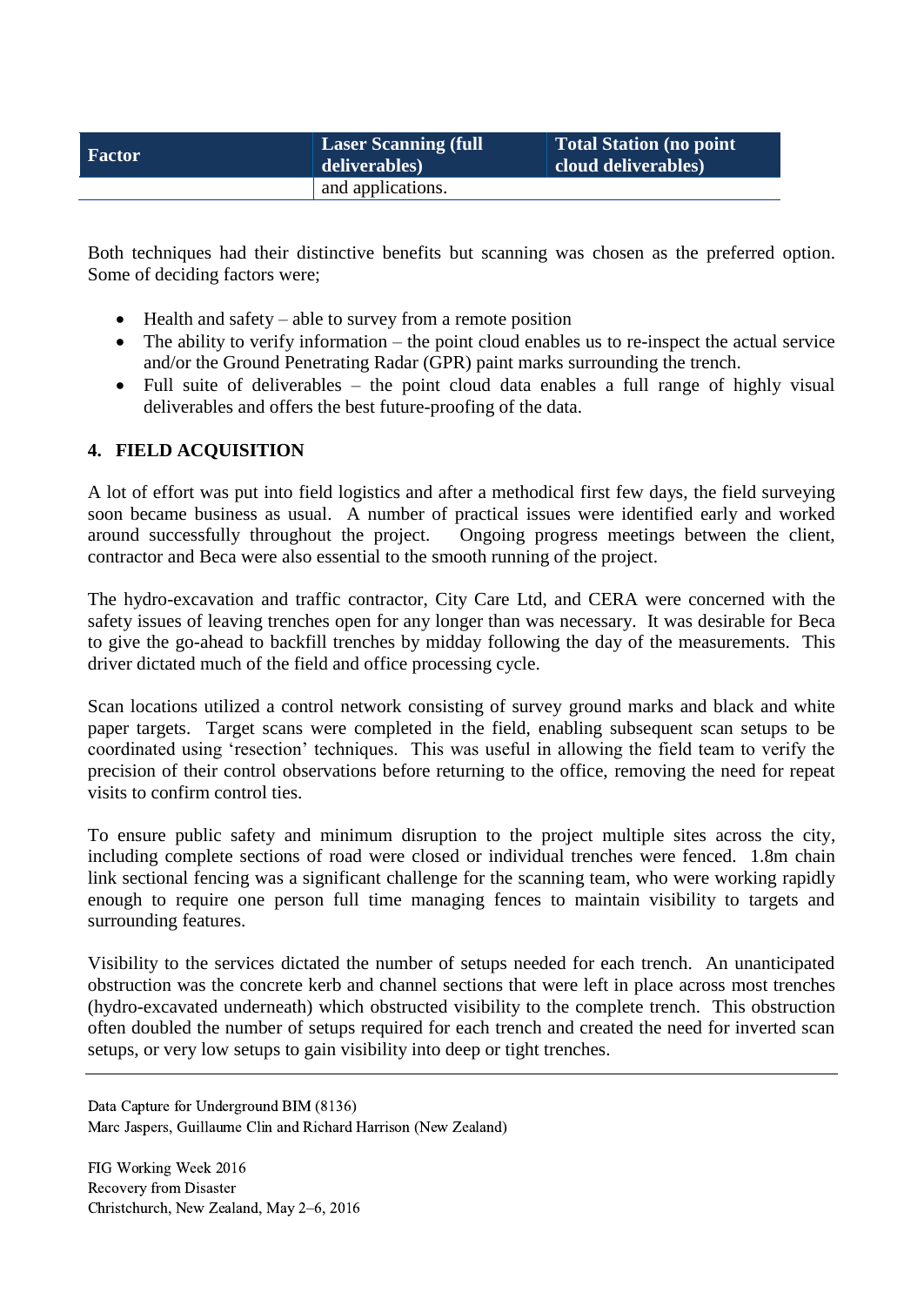| Factor | Laser Scanning (full deliverables) | Total Station (no point cloud deliverables) |
|---|---|---|
| | and applications. | |

Both techniques had their distinctive benefits but scanning was chosen as the preferred option. Some of deciding factors were;

- Health and safety – able to survey from a remote position
- The ability to verify information – the point cloud enables us to re-inspect the actual service and/or the Ground Penetrating Radar (GPR) paint marks surrounding the trench.
- Full suite of deliverables – the point cloud data enables a full range of highly visual deliverables and offers the best future-proofing of the data.

## 4. FIELD ACQUISITION

A lot of effort was put into field logistics and after a methodical first few days, the field surveying soon became business as usual. A number of practical issues were identified early and worked around successfully throughout the project. Ongoing progress meetings between the client, contractor and Beca were also essential to the smooth running of the project.

The hydro-excavation and traffic contractor, City Care Ltd, and CERA were concerned with the safety issues of leaving trenches open for any longer than was necessary. It was desirable for Beca to give the go-ahead to backfill trenches by midday following the day of the measurements. This driver dictated much of the field and office processing cycle.

Scan locations utilized a control network consisting of survey ground marks and black and white paper targets. Target scans were completed in the field, enabling subsequent scan setups to be coordinated using 'resection' techniques. This was useful in allowing the field team to verify the precision of their control observations before returning to the office, removing the need for repeat visits to confirm control ties.

To ensure public safety and minimum disruption to the project multiple sites across the city, including complete sections of road were closed or individual trenches were fenced. 1.8m chain link sectional fencing was a significant challenge for the scanning team, who were working rapidly enough to require one person full time managing fences to maintain visibility to targets and surrounding features.

Visibility to the services dictated the number of setups needed for each trench. An unanticipated obstruction was the concrete kerb and channel sections that were left in place across most trenches (hydro-excavated underneath) which obstructed visibility to the complete trench. This obstruction often doubled the number of setups required for each trench and created the need for inverted scan setups, or very low setups to gain visibility into deep or tight trenches.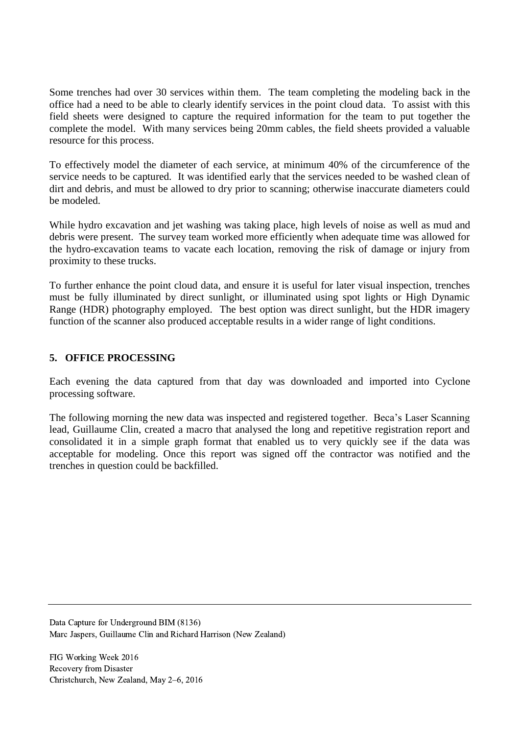Some trenches had over 30 services within them. The team completing the modeling back in the office had a need to be able to clearly identify services in the point cloud data. To assist with this field sheets were designed to capture the required information for the team to put together the complete the model. With many services being 20mm cables, the field sheets provided a valuable resource for this process.

To effectively model the diameter of each service, at minimum 40% of the circumference of the service needs to be captured. It was identified early that the services needed to be washed clean of dirt and debris, and must be allowed to dry prior to scanning; otherwise inaccurate diameters could be modeled.

While hydro excavation and jet washing was taking place, high levels of noise as well as mud and debris were present. The survey team worked more efficiently when adequate time was allowed for the hydro-excavation teams to vacate each location, removing the risk of damage or injury from proximity to these trucks.

To further enhance the point cloud data, and ensure it is useful for later visual inspection, trenches must be fully illuminated by direct sunlight, or illuminated using spot lights or High Dynamic Range (HDR) photography employed. The best option was direct sunlight, but the HDR imagery function of the scanner also produced acceptable results in a wider range of light conditions.

## 5. OFFICE PROCESSING

Each evening the data captured from that day was downloaded and imported into Cyclone processing software.

The following morning the new data was inspected and registered together. Beca's Laser Scanning lead, Guillaume Clin, created a macro that analysed the long and repetitive registration report and consolidated it in a simple graph format that enabled us to very quickly see if the data was acceptable for modeling. Once this report was signed off the contractor was notified and the trenches in question could be backfilled.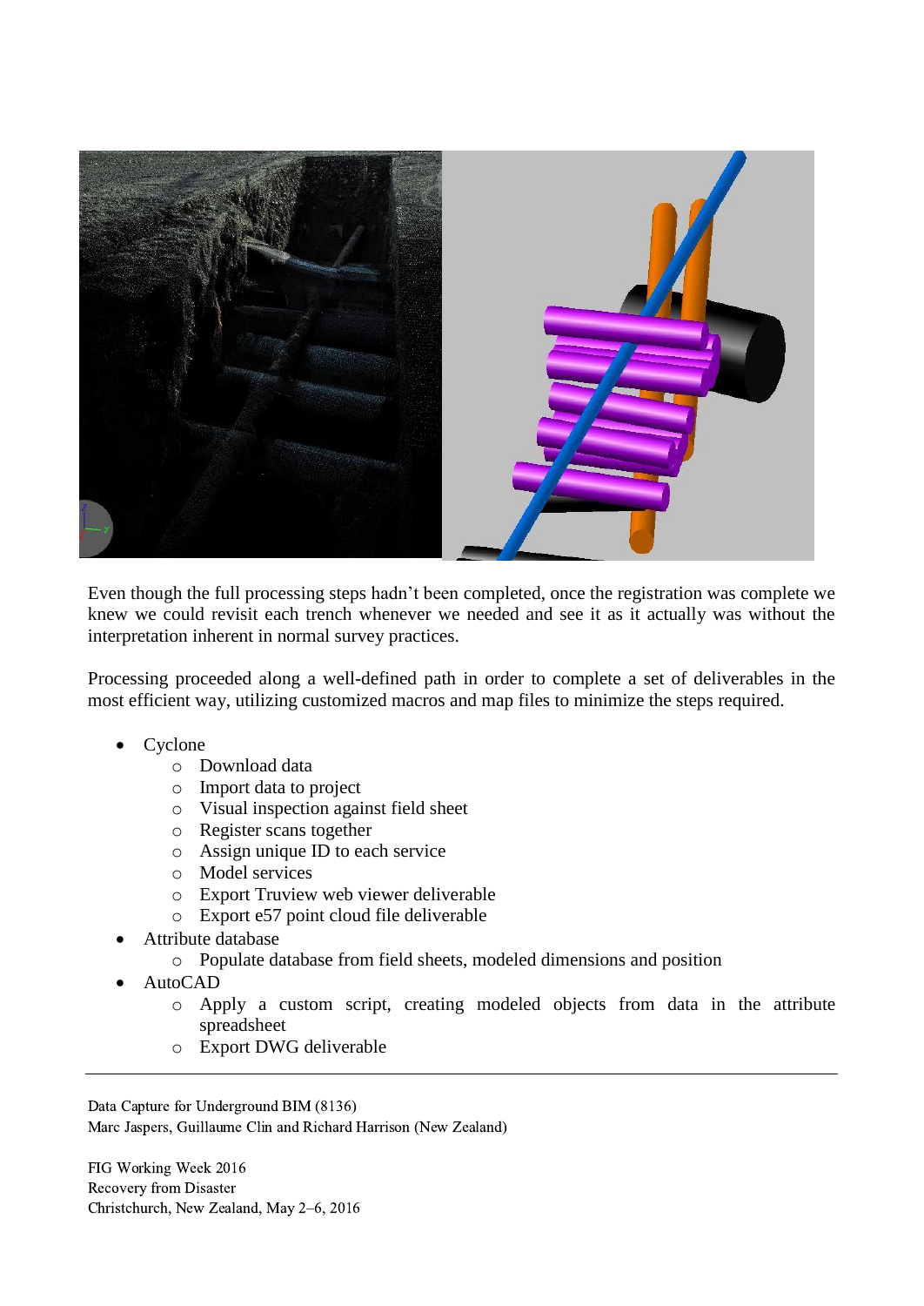Even though the full processing steps hadn't been completed, once the registration was complete we knew we could revisit each trench whenever we needed and see it as it actually was without the interpretation inherent in normal survey practices.

Processing proceeded along a well-defined path in order to complete a set of deliverables in the most efficient way, utilizing customized macros and map files to minimize the steps required.

- Cyclone
  - Download data
  - Import data to project
  - Visual inspection against field sheet
  - Register scans together
  - Assign unique ID to each service
  - Model services
  - Export Truview web viewer deliverable
  - Export e57 point cloud file deliverable
- Attribute database
  - Populate database from field sheets, modeled dimensions and position
- AutoCAD
  - Apply a custom script, creating modeled objects from data in the attribute spreadsheet
  - Export DWG deliverable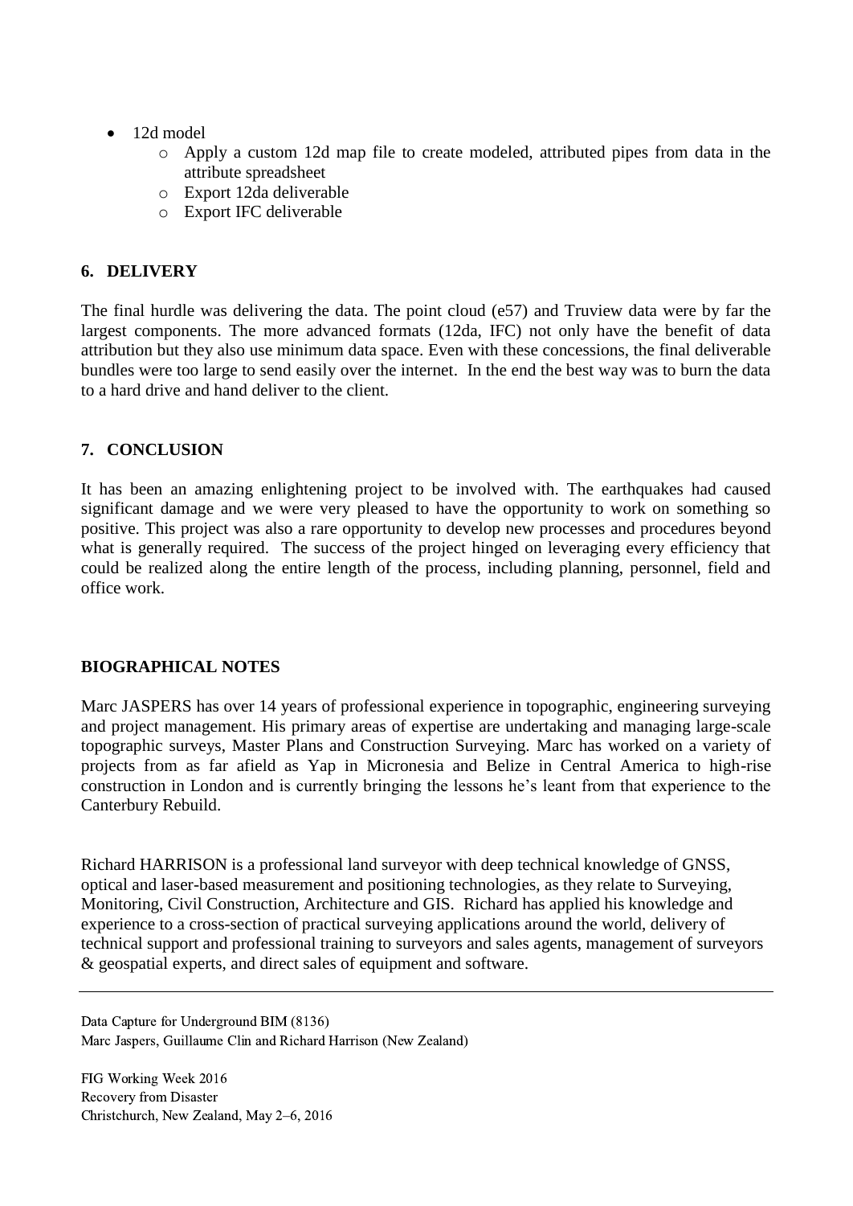- 12d model
  - Apply a custom 12d map file to create modeled, attributed pipes from data in the attribute spreadsheet
  - Export 12da deliverable
  - Export IFC deliverable

## 6. DELIVERY

The final hurdle was delivering the data. The point cloud (e57) and Truview data were by far the largest components. The more advanced formats (12da, IFC) not only have the benefit of data attribution but they also use minimum data space. Even with these concessions, the final deliverable bundles were too large to send easily over the internet. In the end the best way was to burn the data to a hard drive and hand deliver to the client.

## 7. CONCLUSION

It has been an amazing enlightening project to be involved with. The earthquakes had caused significant damage and we were very pleased to have the opportunity to work on something so positive. This project was also a rare opportunity to develop new processes and procedures beyond what is generally required. The success of the project hinged on leveraging every efficiency that could be realized along the entire length of the process, including planning, personnel, field and office work.

## BIOGRAPHICAL NOTES

Marc JASPERS has over 14 years of professional experience in topographic, engineering surveying and project management. His primary areas of expertise are undertaking and managing large-scale topographic surveys, Master Plans and Construction Surveying. Marc has worked on a variety of projects from as far afield as Yap in Micronesia and Belize in Central America to high-rise construction in London and is currently bringing the lessons he's leant from that experience to the Canterbury Rebuild.

Richard HARRISON is a professional land surveyor with deep technical knowledge of GNSS, optical and laser-based measurement and positioning technologies, as they relate to Surveying, Monitoring, Civil Construction, Architecture and GIS. Richard has applied his knowledge and experience to a cross-section of practical surveying applications around the world, delivery of technical support and professional training to surveyors and sales agents, management of surveyors & geospatial experts, and direct sales of equipment and software.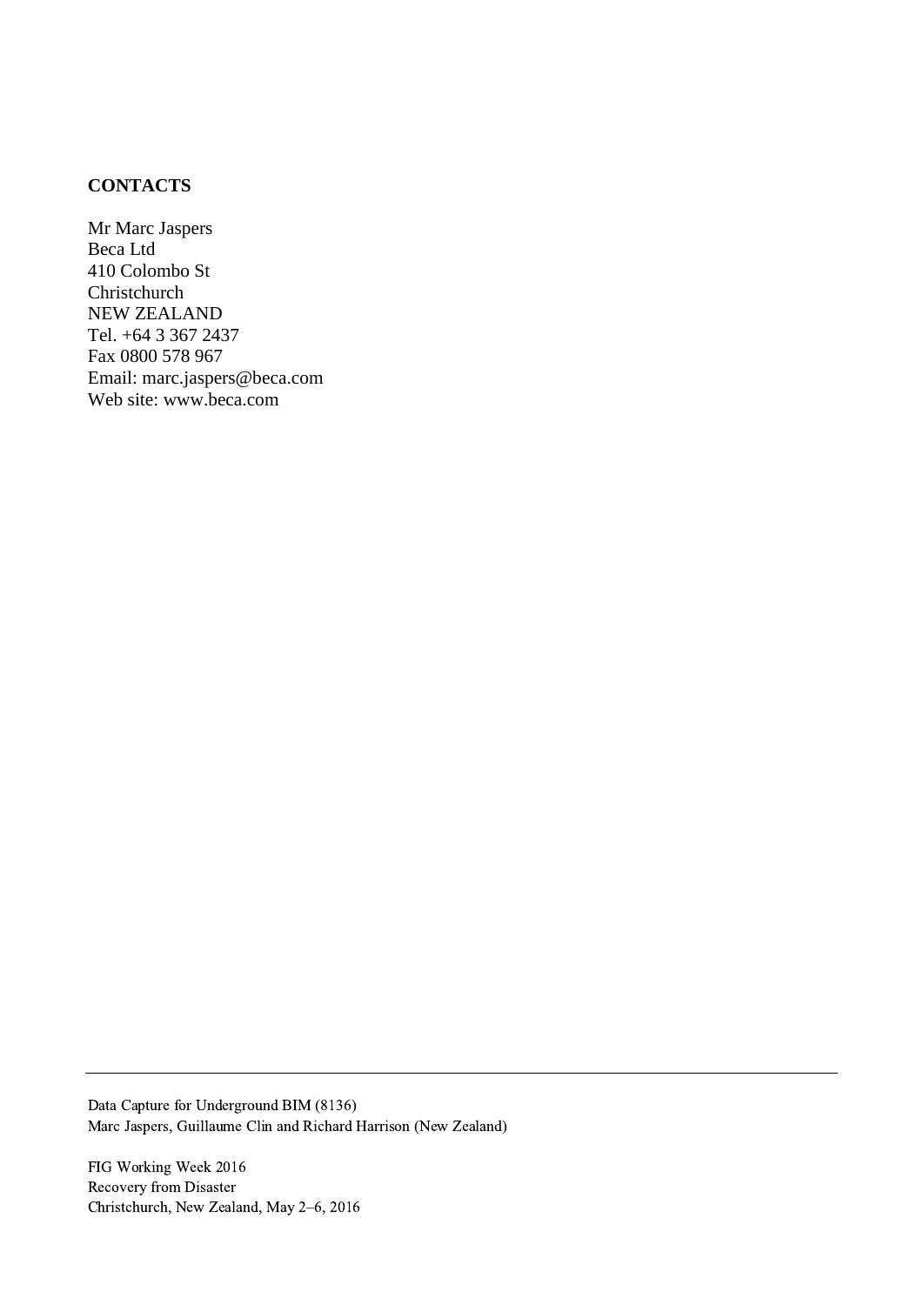## CONTACTS

Mr Marc Jaspers
Beca Ltd
410 Colombo St
Christchurch
NEW ZEALAND
Tel. +64 3 367 2437
Fax 0800 578 967
Email: marc.jaspers@beca.com
Web site: www.beca.com